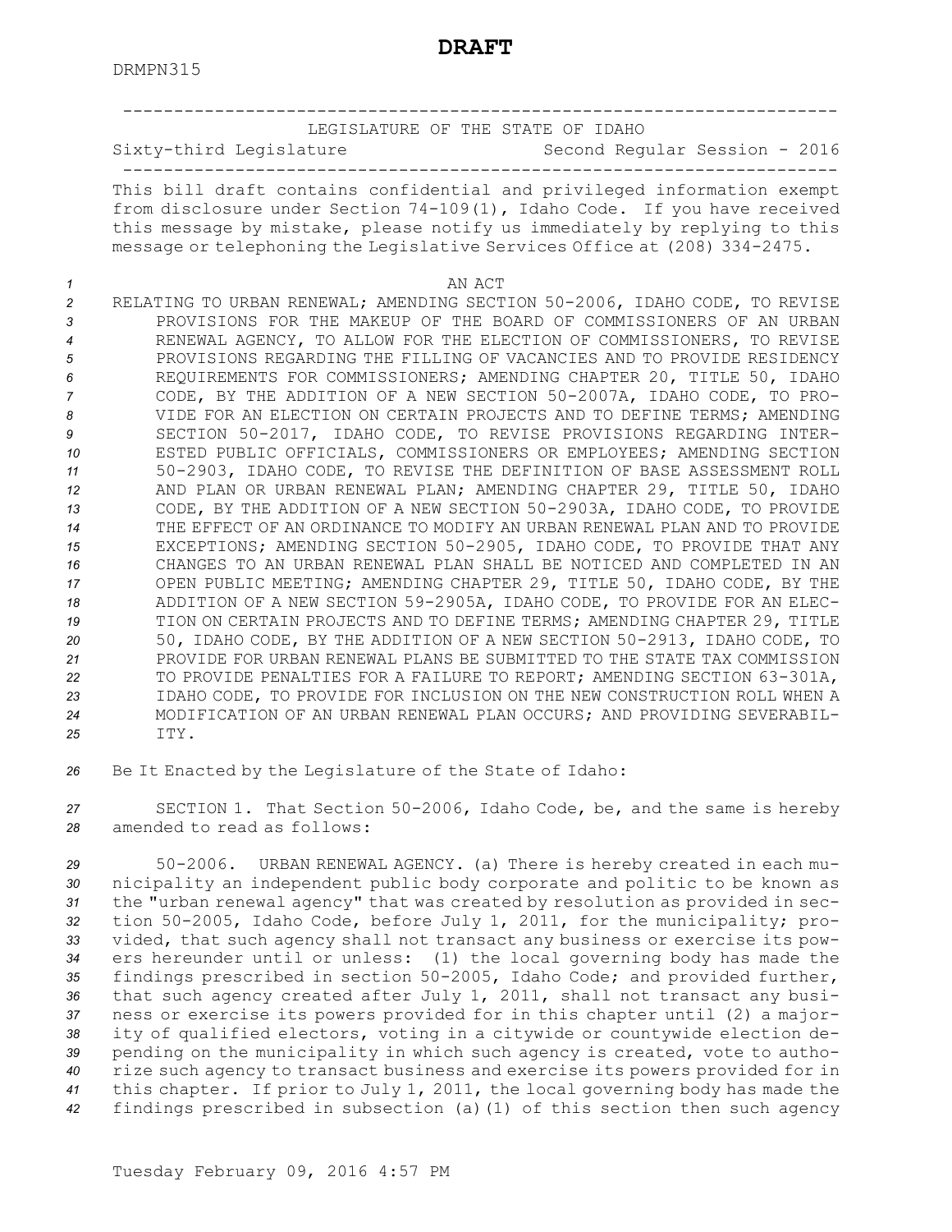# DRAFT

DRMPN315

LEGISLATURE OF THE STATE OF IDAHO

Sixty-third Legislature Second Regular Session - 2016

This bill draft contains confidential and privileged information exempt from disclosure under Section 74-109(1), Idaho Code. If you have received this message by mistake, please notify us immediately by replying to this message or telephoning the Legislative Services Office at (208) 334-2475.

AN ACT

RELATING TO URBAN RENEWAL; AMENDING SECTION 50-2006, IDAHO CODE, TO REVISE PROVISIONS FOR THE MAKEUP OF THE BOARD OF COMMISSIONERS OF AN URBAN RENEWAL AGENCY, TO ALLOW FOR THE ELECTION OF COMMISSIONERS, TO REVISE PROVISIONS REGARDING THE FILLING OF VACANCIES AND TO PROVIDE RESIDENCY REQUIREMENTS FOR COMMISSIONERS; AMENDING CHAPTER 20, TITLE 50, IDAHO CODE, BY THE ADDITION OF A NEW SECTION 50-2007A, IDAHO CODE, TO PROVIDE FOR AN ELECTION ON CERTAIN PROJECTS AND TO DEFINE TERMS; AMENDING SECTION 50-2017, IDAHO CODE, TO REVISE PROVISIONS REGARDING INTERESTED PUBLIC OFFICIALS, COMMISSIONERS OR EMPLOYEES; AMENDING SECTION 50-2903, IDAHO CODE, TO REVISE THE DEFINITION OF BASE ASSESSMENT ROLL AND PLAN OR URBAN RENEWAL PLAN; AMENDING CHAPTER 29, TITLE 50, IDAHO CODE, BY THE ADDITION OF A NEW SECTION 50-2903A, IDAHO CODE, TO PROVIDE THE EFFECT OF AN ORDINANCE TO MODIFY AN URBAN RENEWAL PLAN AND TO PROVIDE EXCEPTIONS; AMENDING SECTION 50-2905, IDAHO CODE, TO PROVIDE THAT ANY CHANGES TO AN URBAN RENEWAL PLAN SHALL BE NOTICED AND COMPLETED IN AN OPEN PUBLIC MEETING; AMENDING CHAPTER 29, TITLE 50, IDAHO CODE, BY THE ADDITION OF A NEW SECTION 59-2905A, IDAHO CODE, TO PROVIDE FOR AN ELECTION ON CERTAIN PROJECTS AND TO DEFINE TERMS; AMENDING CHAPTER 29, TITLE 50, IDAHO CODE, BY THE ADDITION OF A NEW SECTION 50-2913, IDAHO CODE, TO PROVIDE FOR URBAN RENEWAL PLANS BE SUBMITTED TO THE STATE TAX COMMISSION TO PROVIDE PENALTIES FOR A FAILURE TO REPORT; AMENDING SECTION 63-301A, IDAHO CODE, TO PROVIDE FOR INCLUSION ON THE NEW CONSTRUCTION ROLL WHEN A MODIFICATION OF AN URBAN RENEWAL PLAN OCCURS; AND PROVIDING SEVERABILITY.

Be It Enacted by the Legislature of the State of Idaho:

SECTION 1. That Section 50-2006, Idaho Code, be, and the same is hereby amended to read as follows:

50-2006. URBAN RENEWAL AGENCY. (a) There is hereby created in each municipality an independent public body corporate and politic to be known as the "urban renewal agency" that was created by resolution as provided in section 50-2005, Idaho Code, before July 1, 2011, for the municipality; provided, that such agency shall not transact any business or exercise its powers hereunder until or unless: (1) the local governing body has made the findings prescribed in section 50-2005, Idaho Code; and provided further, that such agency created after July 1, 2011, shall not transact any business or exercise its powers provided for in this chapter until (2) a majority of qualified electors, voting in a citywide or countywide election depending on the municipality in which such agency is created, vote to authorize such agency to transact business and exercise its powers provided for in this chapter. If prior to July 1, 2011, the local governing body has made the findings prescribed in subsection (a)(1) of this section then such agency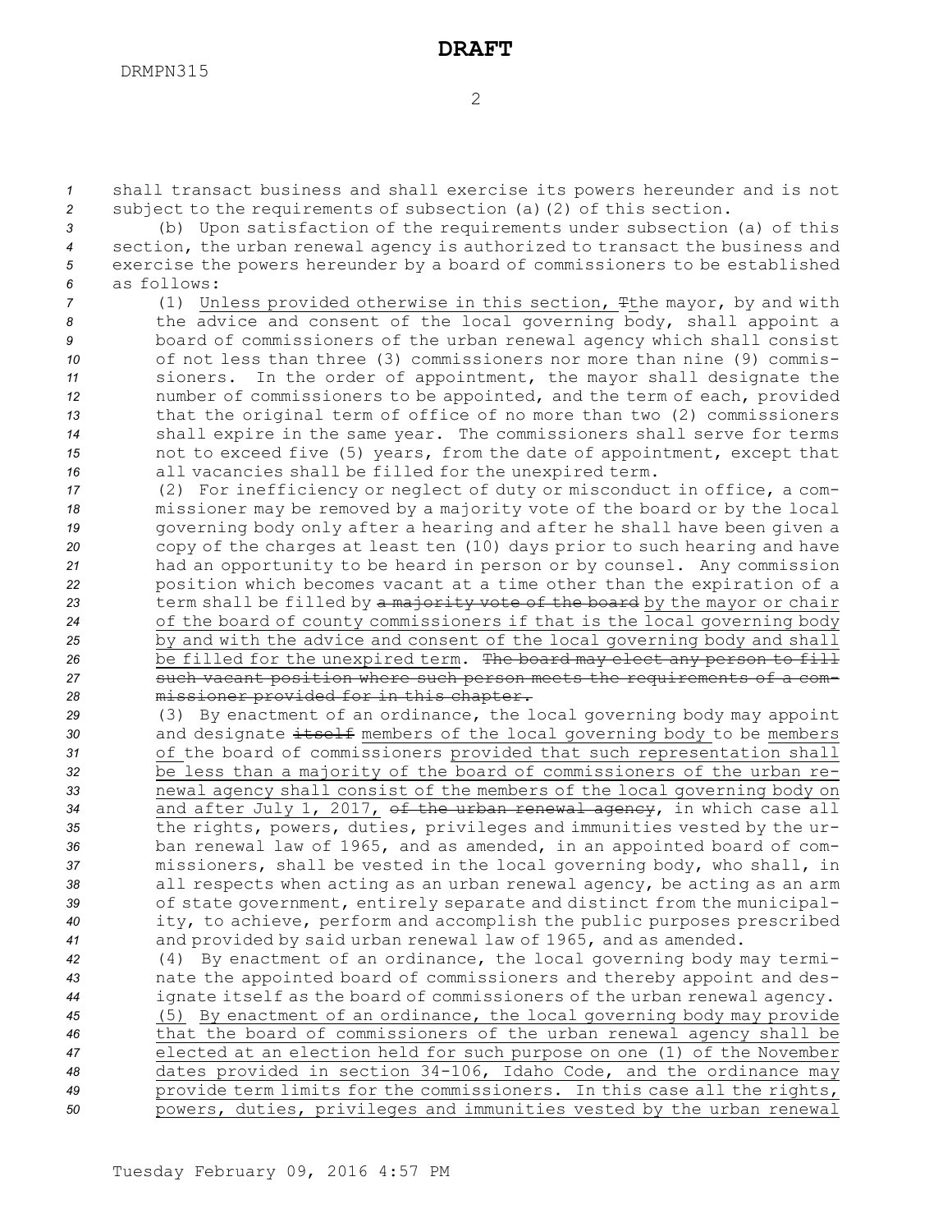shall transact business and shall exercise its powers hereunder and is not subject to the requirements of subsection (a)(2) of this section.

(b) Upon satisfaction of the requirements under subsection (a) of this section, the urban renewal agency is authorized to transact the business and exercise the powers hereunder by a board of commissioners to be established as follows:

(1) <u>Unless provided otherwise in this section,</u> ~~T~~<u>t</u>he mayor, by and with the advice and consent of the local governing body, shall appoint a board of commissioners of the urban renewal agency which shall consist of not less than three (3) commissioners nor more than nine (9) commissioners. In the order of appointment, the mayor shall designate the number of commissioners to be appointed, and the term of each, provided that the original term of office of no more than two (2) commissioners shall expire in the same year. The commissioners shall serve for terms not to exceed five (5) years, from the date of appointment, except that all vacancies shall be filled for the unexpired term.

(2) For inefficiency or neglect of duty or misconduct in office, a commissioner may be removed by a majority vote of the board or by the local governing body only after a hearing and after he shall have been given a copy of the charges at least ten (10) days prior to such hearing and have had an opportunity to be heard in person or by counsel. Any commission position which becomes vacant at a time other than the expiration of a term shall be filled by ~~a majority vote of the board~~ <u>by the mayor or chair of the board of county commissioners if that is the local governing body by and with the advice and consent of the local governing body and shall be filled for the unexpired term</u>. ~~The board may elect any person to fill such vacant position where such person meets the requirements of a commissioner provided for in this chapter.~~

(3) By enactment of an ordinance, the local governing body may appoint and designate ~~itself~~ <u>members of the local governing body</u> to be <u>members of</u> the board of commissioners <u>provided that such representation shall be less than a majority of the board of commissioners of the urban renewal agency shall consist of the members of the local governing body on and after July 1, 2017,</u> ~~of the urban renewal agency~~, in which case all the rights, powers, duties, privileges and immunities vested by the urban renewal law of 1965, and as amended, in an appointed board of commissioners, shall be vested in the local governing body, who shall, in all respects when acting as an urban renewal agency, be acting as an arm of state government, entirely separate and distinct from the municipality, to achieve, perform and accomplish the public purposes prescribed and provided by said urban renewal law of 1965, and as amended.

(4) By enactment of an ordinance, the local governing body may terminate the appointed board of commissioners and thereby appoint and designate itself as the board of commissioners of the urban renewal agency.

<u>(5) By enactment of an ordinance, the local governing body may provide that the board of commissioners of the urban renewal agency shall be elected at an election held for such purpose on one (1) of the November dates provided in section 34-106, Idaho Code, and the ordinance may provide term limits for the commissioners. In this case all the rights, powers, duties, privileges and immunities vested by the urban renewal</u>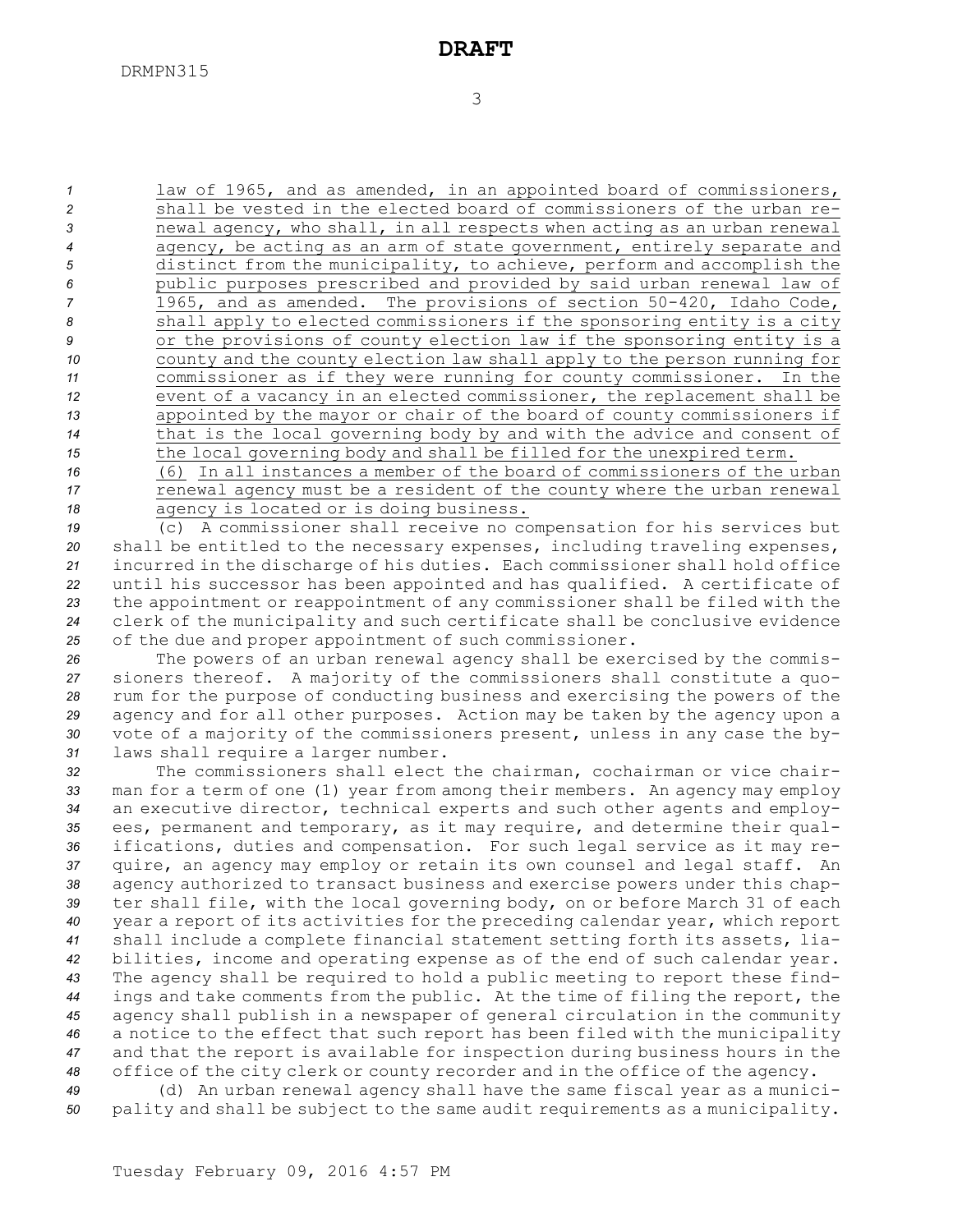law of 1965, and as amended, in an appointed board of commissioners, shall be vested in the elected board of commissioners of the urban renewal agency, who shall, in all respects when acting as an urban renewal agency, be acting as an arm of state government, entirely separate and distinct from the municipality, to achieve, perform and accomplish the public purposes prescribed and provided by said urban renewal law of 1965, and as amended. The provisions of section 50-420, Idaho Code, shall apply to elected commissioners if the sponsoring entity is a city or the provisions of county election law if the sponsoring entity is a county and the county election law shall apply to the person running for commissioner as if they were running for county commissioner. In the event of a vacancy in an elected commissioner, the replacement shall be appointed by the mayor or chair of the board of county commissioners if that is the local governing body by and with the advice and consent of the local governing body and shall be filled for the unexpired term.

(6) In all instances a member of the board of commissioners of the urban renewal agency must be a resident of the county where the urban renewal agency is located or is doing business.

(c) A commissioner shall receive no compensation for his services but shall be entitled to the necessary expenses, including traveling expenses, incurred in the discharge of his duties. Each commissioner shall hold office until his successor has been appointed and has qualified. A certificate of the appointment or reappointment of any commissioner shall be filed with the clerk of the municipality and such certificate shall be conclusive evidence of the due and proper appointment of such commissioner.

The powers of an urban renewal agency shall be exercised by the commissioners thereof. A majority of the commissioners shall constitute a quorum for the purpose of conducting business and exercising the powers of the agency and for all other purposes. Action may be taken by the agency upon a vote of a majority of the commissioners present, unless in any case the bylaws shall require a larger number.

The commissioners shall elect the chairman, cochairman or vice chairman for a term of one (1) year from among their members. An agency may employ an executive director, technical experts and such other agents and employees, permanent and temporary, as it may require, and determine their qualifications, duties and compensation. For such legal service as it may require, an agency may employ or retain its own counsel and legal staff. An agency authorized to transact business and exercise powers under this chapter shall file, with the local governing body, on or before March 31 of each year a report of its activities for the preceding calendar year, which report shall include a complete financial statement setting forth its assets, liabilities, income and operating expense as of the end of such calendar year. The agency shall be required to hold a public meeting to report these findings and take comments from the public. At the time of filing the report, the agency shall publish in a newspaper of general circulation in the community a notice to the effect that such report has been filed with the municipality and that the report is available for inspection during business hours in the office of the city clerk or county recorder and in the office of the agency.

(d) An urban renewal agency shall have the same fiscal year as a municipality and shall be subject to the same audit requirements as a municipality.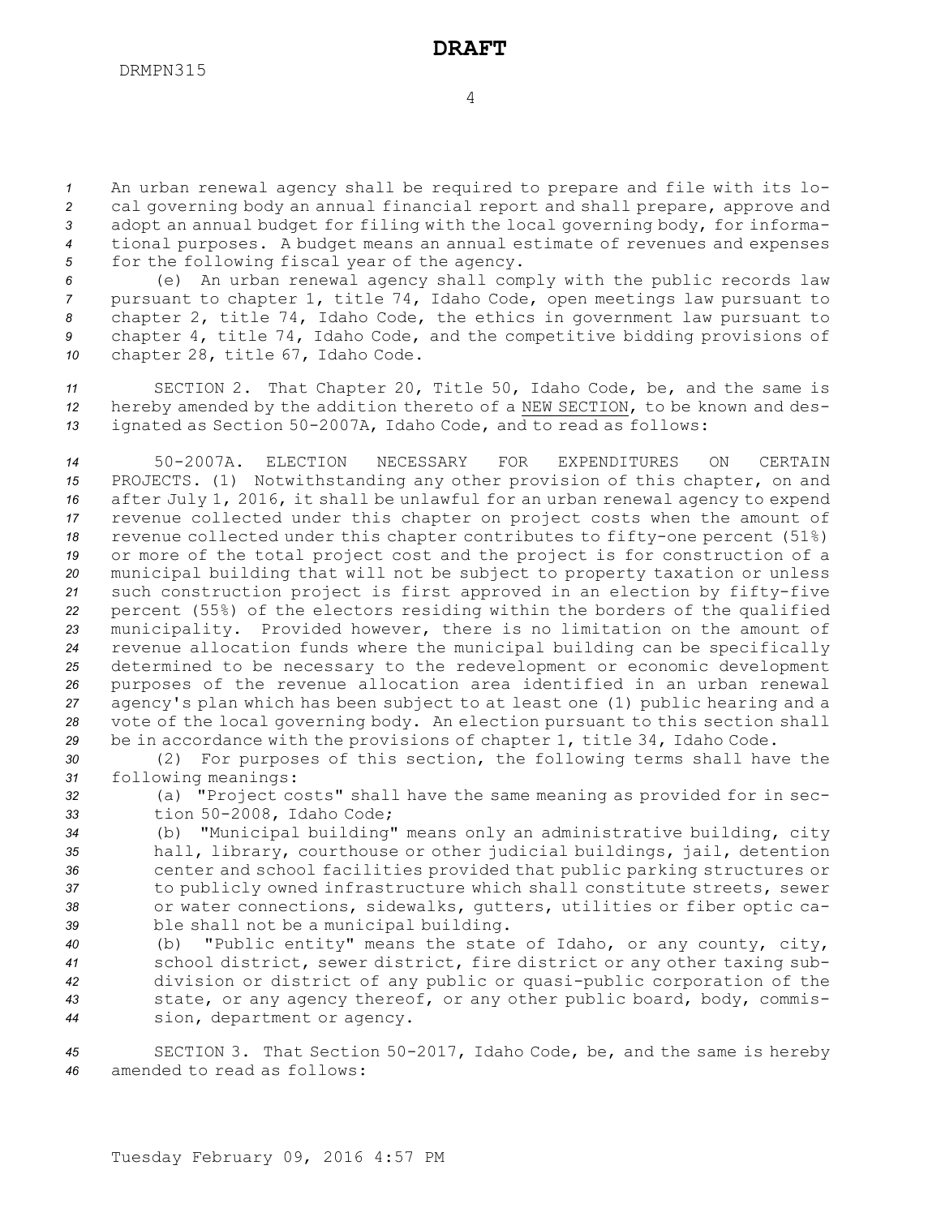An urban renewal agency shall be required to prepare and file with its local governing body an annual financial report and shall prepare, approve and adopt an annual budget for filing with the local governing body, for informational purposes. A budget means an annual estimate of revenues and expenses for the following fiscal year of the agency.

(e) An urban renewal agency shall comply with the public records law pursuant to chapter 1, title 74, Idaho Code, open meetings law pursuant to chapter 2, title 74, Idaho Code, the ethics in government law pursuant to chapter 4, title 74, Idaho Code, and the competitive bidding provisions of chapter 28, title 67, Idaho Code.

SECTION 2. That Chapter 20, Title 50, Idaho Code, be, and the same is hereby amended by the addition thereto of a NEW SECTION, to be known and designated as Section 50-2007A, Idaho Code, and to read as follows:

50-2007A. ELECTION NECESSARY FOR EXPENDITURES ON CERTAIN PROJECTS. (1) Notwithstanding any other provision of this chapter, on and after July 1, 2016, it shall be unlawful for an urban renewal agency to expend revenue collected under this chapter on project costs when the amount of revenue collected under this chapter contributes to fifty-one percent (51%) or more of the total project cost and the project is for construction of a municipal building that will not be subject to property taxation or unless such construction project is first approved in an election by fifty-five percent (55%) of the electors residing within the borders of the qualified municipality. Provided however, there is no limitation on the amount of revenue allocation funds where the municipal building can be specifically determined to be necessary to the redevelopment or economic development purposes of the revenue allocation area identified in an urban renewal agency's plan which has been subject to at least one (1) public hearing and a vote of the local governing body. An election pursuant to this section shall be in accordance with the provisions of chapter 1, title 34, Idaho Code.

(2) For purposes of this section, the following terms shall have the following meanings:

(a) "Project costs" shall have the same meaning as provided for in section 50-2008, Idaho Code;

(b) "Municipal building" means only an administrative building, city hall, library, courthouse or other judicial buildings, jail, detention center and school facilities provided that public parking structures or to publicly owned infrastructure which shall constitute streets, sewer or water connections, sidewalks, gutters, utilities or fiber optic cable shall not be a municipal building.

(b) "Public entity" means the state of Idaho, or any county, city, school district, sewer district, fire district or any other taxing subdivision or district of any public or quasi-public corporation of the state, or any agency thereof, or any other public board, body, commission, department or agency.

SECTION 3. That Section 50-2017, Idaho Code, be, and the same is hereby amended to read as follows: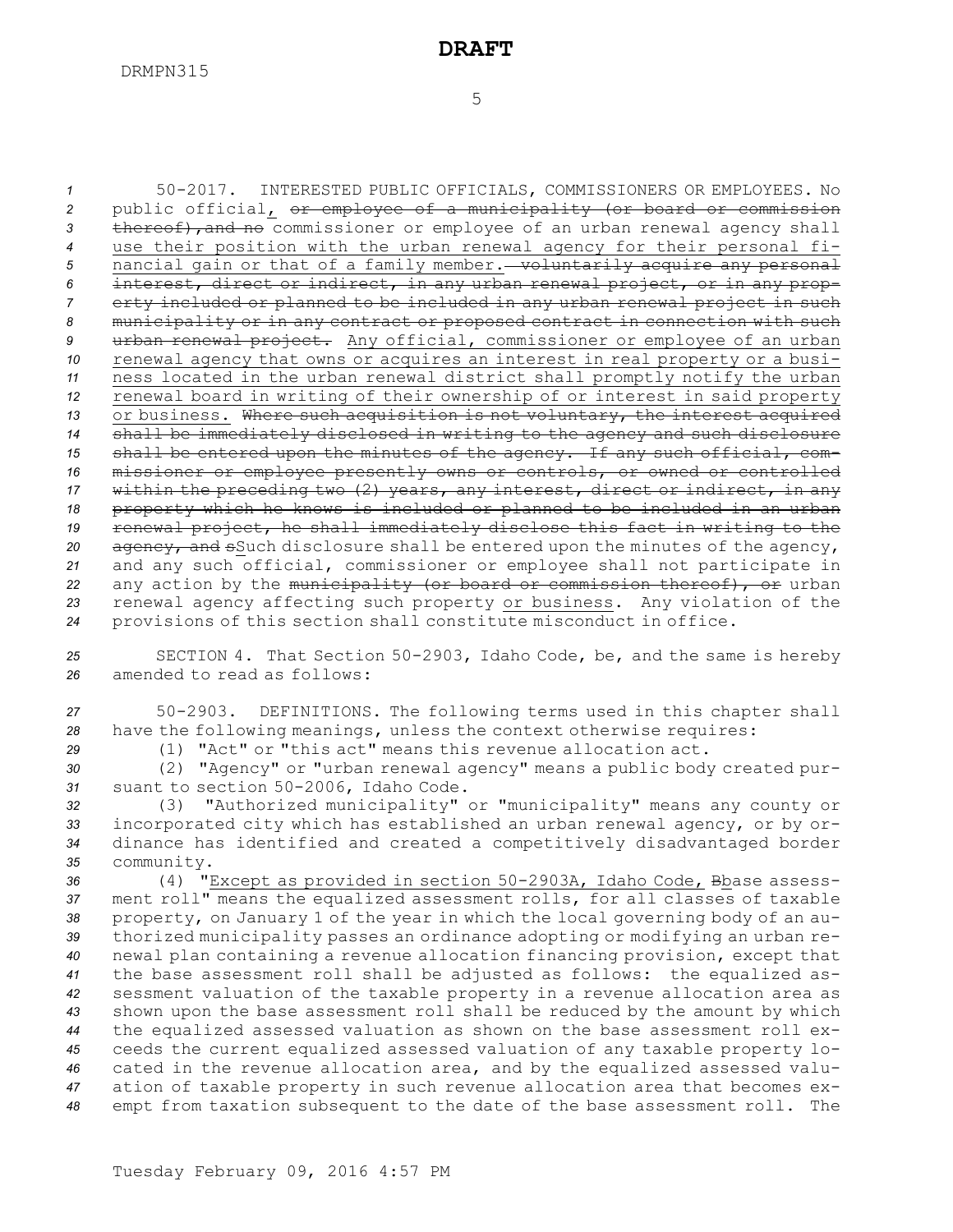50-2017. INTERESTED PUBLIC OFFICIALS, COMMISSIONERS OR EMPLOYEES. No public official, ~~or employee of a municipality (or board or commission thereof), and no~~ commissioner or employee of an urban renewal agency shall use their position with the urban renewal agency for their personal financial gain or that of a family member. ~~voluntarily acquire any personal interest, direct or indirect, in any urban renewal project, or in any property included or planned to be included in any urban renewal project in such municipality or in any contract or proposed contract in connection with such urban renewal project.~~ Any official, commissioner or employee of an urban renewal agency that owns or acquires an interest in real property or a business located in the urban renewal district shall promptly notify the urban renewal board in writing of their ownership of or interest in said property or business. ~~Where such acquisition is not voluntary, the interest acquired shall be immediately disclosed in writing to the agency and such disclosure shall be entered upon the minutes of the agency. If any such official, commissioner or employee presently owns or controls, or owned or controlled within the preceding two (2) years, any interest, direct or indirect, in any property which he knows is included or planned to be included in an urban renewal project, he shall immediately disclose this fact in writing to the agency, and s~~Such disclosure shall be entered upon the minutes of the agency, and any such official, commissioner or employee shall not participate in any action by the ~~municipality (or board or commission thereof), or~~ urban renewal agency affecting such property or business. Any violation of the provisions of this section shall constitute misconduct in office.

SECTION 4. That Section 50-2903, Idaho Code, be, and the same is hereby amended to read as follows:

50-2903. DEFINITIONS. The following terms used in this chapter shall have the following meanings, unless the context otherwise requires:

(1) "Act" or "this act" means this revenue allocation act.

(2) "Agency" or "urban renewal agency" means a public body created pursuant to section 50-2006, Idaho Code.

(3) "Authorized municipality" or "municipality" means any county or incorporated city which has established an urban renewal agency, or by ordinance has identified and created a competitively disadvantaged border community.

(4) "Except as provided in section 50-2903A, Idaho Code, ~~B~~base assessment roll" means the equalized assessment rolls, for all classes of taxable property, on January 1 of the year in which the local governing body of an authorized municipality passes an ordinance adopting or modifying an urban renewal plan containing a revenue allocation financing provision, except that the base assessment roll shall be adjusted as follows: the equalized assessment valuation of the taxable property in a revenue allocation area as shown upon the base assessment roll shall be reduced by the amount by which the equalized assessed valuation as shown on the base assessment roll exceeds the current equalized assessed valuation of any taxable property located in the revenue allocation area, and by the equalized assessed valuation of taxable property in such revenue allocation area that becomes exempt from taxation subsequent to the date of the base assessment roll. The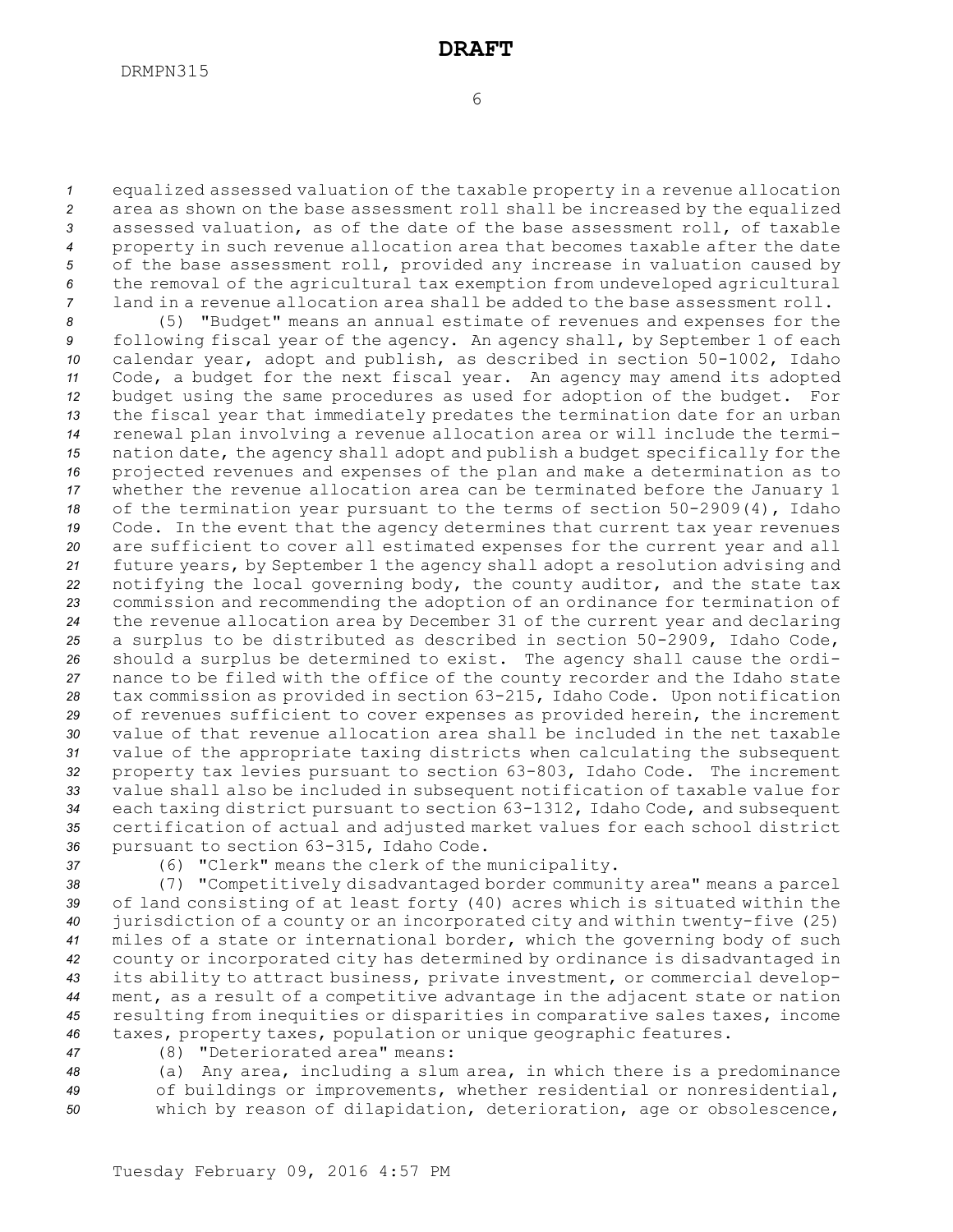equalized assessed valuation of the taxable property in a revenue allocation area as shown on the base assessment roll shall be increased by the equalized assessed valuation, as of the date of the base assessment roll, of taxable property in such revenue allocation area that becomes taxable after the date of the base assessment roll, provided any increase in valuation caused by the removal of the agricultural tax exemption from undeveloped agricultural land in a revenue allocation area shall be added to the base assessment roll.

(5) "Budget" means an annual estimate of revenues and expenses for the following fiscal year of the agency. An agency shall, by September 1 of each calendar year, adopt and publish, as described in section 50-1002, Idaho Code, a budget for the next fiscal year. An agency may amend its adopted budget using the same procedures as used for adoption of the budget. For the fiscal year that immediately predates the termination date for an urban renewal plan involving a revenue allocation area or will include the termination date, the agency shall adopt and publish a budget specifically for the projected revenues and expenses of the plan and make a determination as to whether the revenue allocation area can be terminated before the January 1 of the termination year pursuant to the terms of section 50-2909(4), Idaho Code. In the event that the agency determines that current tax year revenues are sufficient to cover all estimated expenses for the current year and all future years, by September 1 the agency shall adopt a resolution advising and notifying the local governing body, the county auditor, and the state tax commission and recommending the adoption of an ordinance for termination of the revenue allocation area by December 31 of the current year and declaring a surplus to be distributed as described in section 50-2909, Idaho Code, should a surplus be determined to exist. The agency shall cause the ordinance to be filed with the office of the county recorder and the Idaho state tax commission as provided in section 63-215, Idaho Code. Upon notification of revenues sufficient to cover expenses as provided herein, the increment value of that revenue allocation area shall be included in the net taxable value of the appropriate taxing districts when calculating the subsequent property tax levies pursuant to section 63-803, Idaho Code. The increment value shall also be included in subsequent notification of taxable value for each taxing district pursuant to section 63-1312, Idaho Code, and subsequent certification of actual and adjusted market values for each school district pursuant to section 63-315, Idaho Code.

(6) "Clerk" means the clerk of the municipality.

(7) "Competitively disadvantaged border community area" means a parcel of land consisting of at least forty (40) acres which is situated within the jurisdiction of a county or an incorporated city and within twenty-five (25) miles of a state or international border, which the governing body of such county or incorporated city has determined by ordinance is disadvantaged in its ability to attract business, private investment, or commercial development, as a result of a competitive advantage in the adjacent state or nation resulting from inequities or disparities in comparative sales taxes, income taxes, property taxes, population or unique geographic features.

(8) "Deteriorated area" means:

(a) Any area, including a slum area, in which there is a predominance of buildings or improvements, whether residential or nonresidential, which by reason of dilapidation, deterioration, age or obsolescence,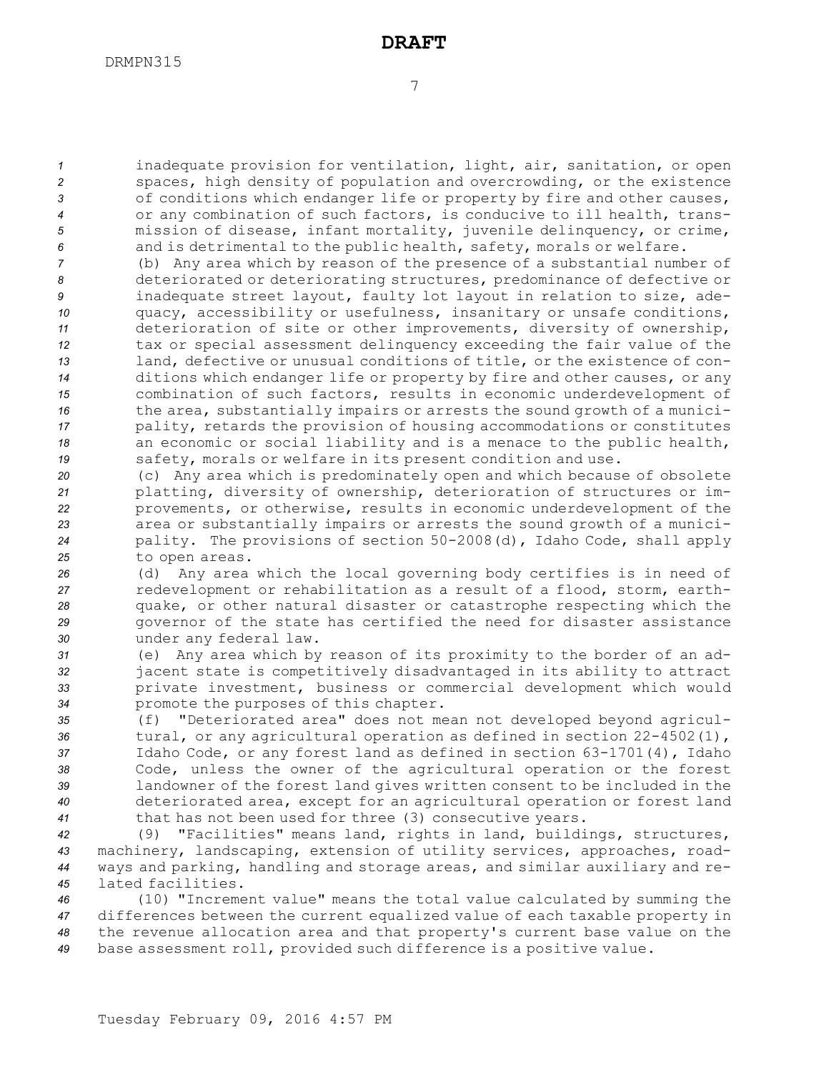inadequate provision for ventilation, light, air, sanitation, or open spaces, high density of population and overcrowding, or the existence of conditions which endanger life or property by fire and other causes, or any combination of such factors, is conducive to ill health, transmission of disease, infant mortality, juvenile delinquency, or crime, and is detrimental to the public health, safety, morals or welfare.

(b) Any area which by reason of the presence of a substantial number of deteriorated or deteriorating structures, predominance of defective or inadequate street layout, faulty lot layout in relation to size, adequacy, accessibility or usefulness, insanitary or unsafe conditions, deterioration of site or other improvements, diversity of ownership, tax or special assessment delinquency exceeding the fair value of the land, defective or unusual conditions of title, or the existence of conditions which endanger life or property by fire and other causes, or any combination of such factors, results in economic underdevelopment of the area, substantially impairs or arrests the sound growth of a municipality, retards the provision of housing accommodations or constitutes an economic or social liability and is a menace to the public health, safety, morals or welfare in its present condition and use.

(c) Any area which is predominately open and which because of obsolete platting, diversity of ownership, deterioration of structures or improvements, or otherwise, results in economic underdevelopment of the area or substantially impairs or arrests the sound growth of a municipality. The provisions of section 50-2008(d), Idaho Code, shall apply to open areas.

(d) Any area which the local governing body certifies is in need of redevelopment or rehabilitation as a result of a flood, storm, earthquake, or other natural disaster or catastrophe respecting which the governor of the state has certified the need for disaster assistance under any federal law.

(e) Any area which by reason of its proximity to the border of an adjacent state is competitively disadvantaged in its ability to attract private investment, business or commercial development which would promote the purposes of this chapter.

(f) "Deteriorated area" does not mean not developed beyond agricultural, or any agricultural operation as defined in section 22-4502(1), Idaho Code, or any forest land as defined in section 63-1701(4), Idaho Code, unless the owner of the agricultural operation or the forest landowner of the forest land gives written consent to be included in the deteriorated area, except for an agricultural operation or forest land that has not been used for three (3) consecutive years.

(9) "Facilities" means land, rights in land, buildings, structures, machinery, landscaping, extension of utility services, approaches, roadways and parking, handling and storage areas, and similar auxiliary and related facilities.

(10) "Increment value" means the total value calculated by summing the differences between the current equalized value of each taxable property in the revenue allocation area and that property's current base value on the base assessment roll, provided such difference is a positive value.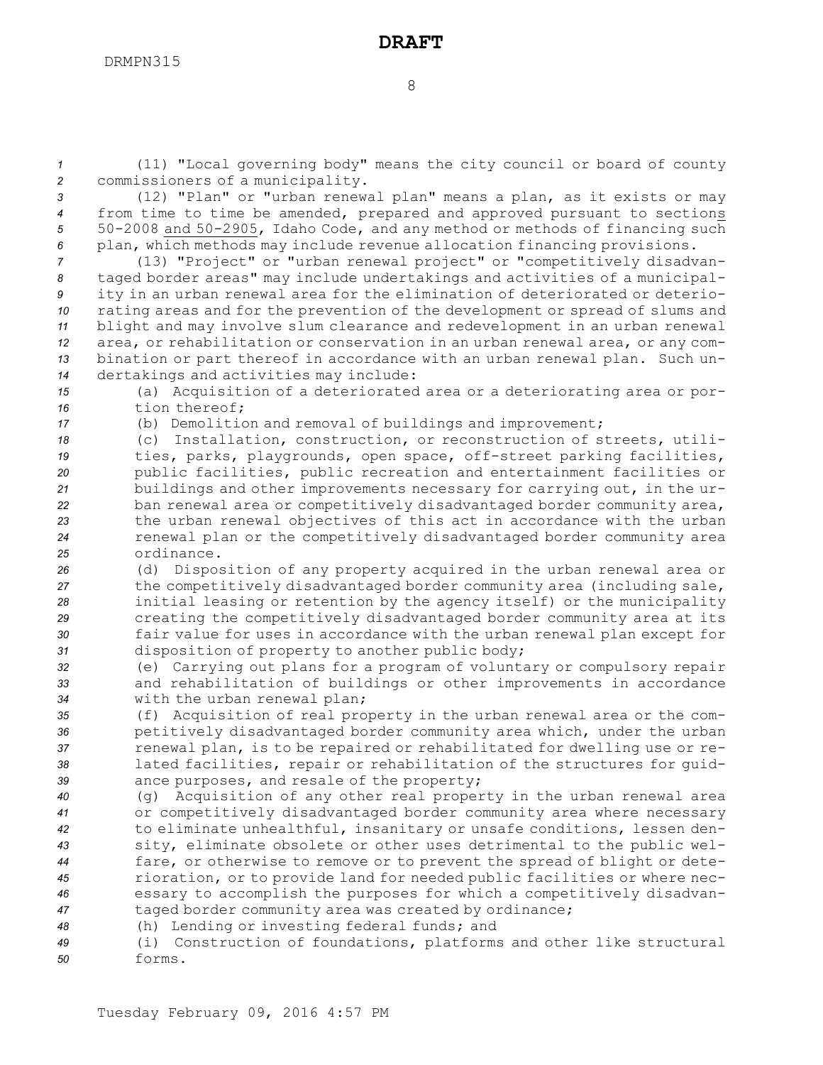(11) "Local governing body" means the city council or board of county commissioners of a municipality.

(12) "Plan" or "urban renewal plan" means a plan, as it exists or may from time to time be amended, prepared and approved pursuant to sections 50-2008 and 50-2905, Idaho Code, and any method or methods of financing such plan, which methods may include revenue allocation financing provisions.

(13) "Project" or "urban renewal project" or "competitively disadvantaged border areas" may include undertakings and activities of a municipality in an urban renewal area for the elimination of deteriorated or deteriorating areas and for the prevention of the development or spread of slums and blight and may involve slum clearance and redevelopment in an urban renewal area, or rehabilitation or conservation in an urban renewal area, or any combination or part thereof in accordance with an urban renewal plan. Such undertakings and activities may include:

(a) Acquisition of a deteriorated area or a deteriorating area or portion thereof;

(b) Demolition and removal of buildings and improvement;

(c) Installation, construction, or reconstruction of streets, utilities, parks, playgrounds, open space, off-street parking facilities, public facilities, public recreation and entertainment facilities or buildings and other improvements necessary for carrying out, in the urban renewal area or competitively disadvantaged border community area, the urban renewal objectives of this act in accordance with the urban renewal plan or the competitively disadvantaged border community area ordinance.

(d) Disposition of any property acquired in the urban renewal area or the competitively disadvantaged border community area (including sale, initial leasing or retention by the agency itself) or the municipality creating the competitively disadvantaged border community area at its fair value for uses in accordance with the urban renewal plan except for disposition of property to another public body;

(e) Carrying out plans for a program of voluntary or compulsory repair and rehabilitation of buildings or other improvements in accordance with the urban renewal plan;

(f) Acquisition of real property in the urban renewal area or the competitively disadvantaged border community area which, under the urban renewal plan, is to be repaired or rehabilitated for dwelling use or related facilities, repair or rehabilitation of the structures for guidance purposes, and resale of the property;

(g) Acquisition of any other real property in the urban renewal area or competitively disadvantaged border community area where necessary to eliminate unhealthful, insanitary or unsafe conditions, lessen density, eliminate obsolete or other uses detrimental to the public welfare, or otherwise to remove or to prevent the spread of blight or deterioration, or to provide land for needed public facilities or where necessary to accomplish the purposes for which a competitively disadvantaged border community area was created by ordinance;

(h) Lending or investing federal funds; and

(i) Construction of foundations, platforms and other like structural forms.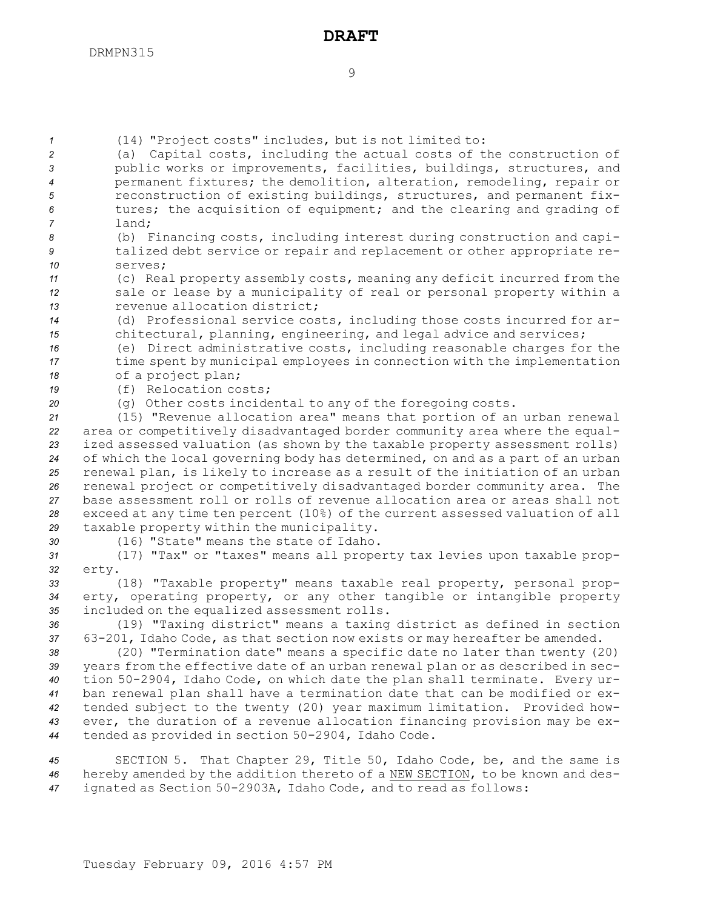(14) "Project costs" includes, but is not limited to:

(a) Capital costs, including the actual costs of the construction of public works or improvements, facilities, buildings, structures, and permanent fixtures; the demolition, alteration, remodeling, repair or reconstruction of existing buildings, structures, and permanent fixtures; the acquisition of equipment; and the clearing and grading of land;

(b) Financing costs, including interest during construction and capitalized debt service or repair and replacement or other appropriate reserves;

(c) Real property assembly costs, meaning any deficit incurred from the sale or lease by a municipality of real or personal property within a revenue allocation district;

(d) Professional service costs, including those costs incurred for architectural, planning, engineering, and legal advice and services;

(e) Direct administrative costs, including reasonable charges for the time spent by municipal employees in connection with the implementation of a project plan;

(f) Relocation costs;

(g) Other costs incidental to any of the foregoing costs.

(15) "Revenue allocation area" means that portion of an urban renewal area or competitively disadvantaged border community area where the equalized assessed valuation (as shown by the taxable property assessment rolls) of which the local governing body has determined, on and as a part of an urban renewal plan, is likely to increase as a result of the initiation of an urban renewal project or competitively disadvantaged border community area. The base assessment roll or rolls of revenue allocation area or areas shall not exceed at any time ten percent (10%) of the current assessed valuation of all taxable property within the municipality.

(16) "State" means the state of Idaho.

(17) "Tax" or "taxes" means all property tax levies upon taxable property.

(18) "Taxable property" means taxable real property, personal property, operating property, or any other tangible or intangible property included on the equalized assessment rolls.

(19) "Taxing district" means a taxing district as defined in section 63-201, Idaho Code, as that section now exists or may hereafter be amended.

(20) "Termination date" means a specific date no later than twenty (20) years from the effective date of an urban renewal plan or as described in section 50-2904, Idaho Code, on which date the plan shall terminate. Every urban renewal plan shall have a termination date that can be modified or extended subject to the twenty (20) year maximum limitation. Provided however, the duration of a revenue allocation financing provision may be extended as provided in section 50-2904, Idaho Code.

SECTION 5. That Chapter 29, Title 50, Idaho Code, be, and the same is hereby amended by the addition thereto of a NEW SECTION, to be known and designated as Section 50-2903A, Idaho Code, and to read as follows: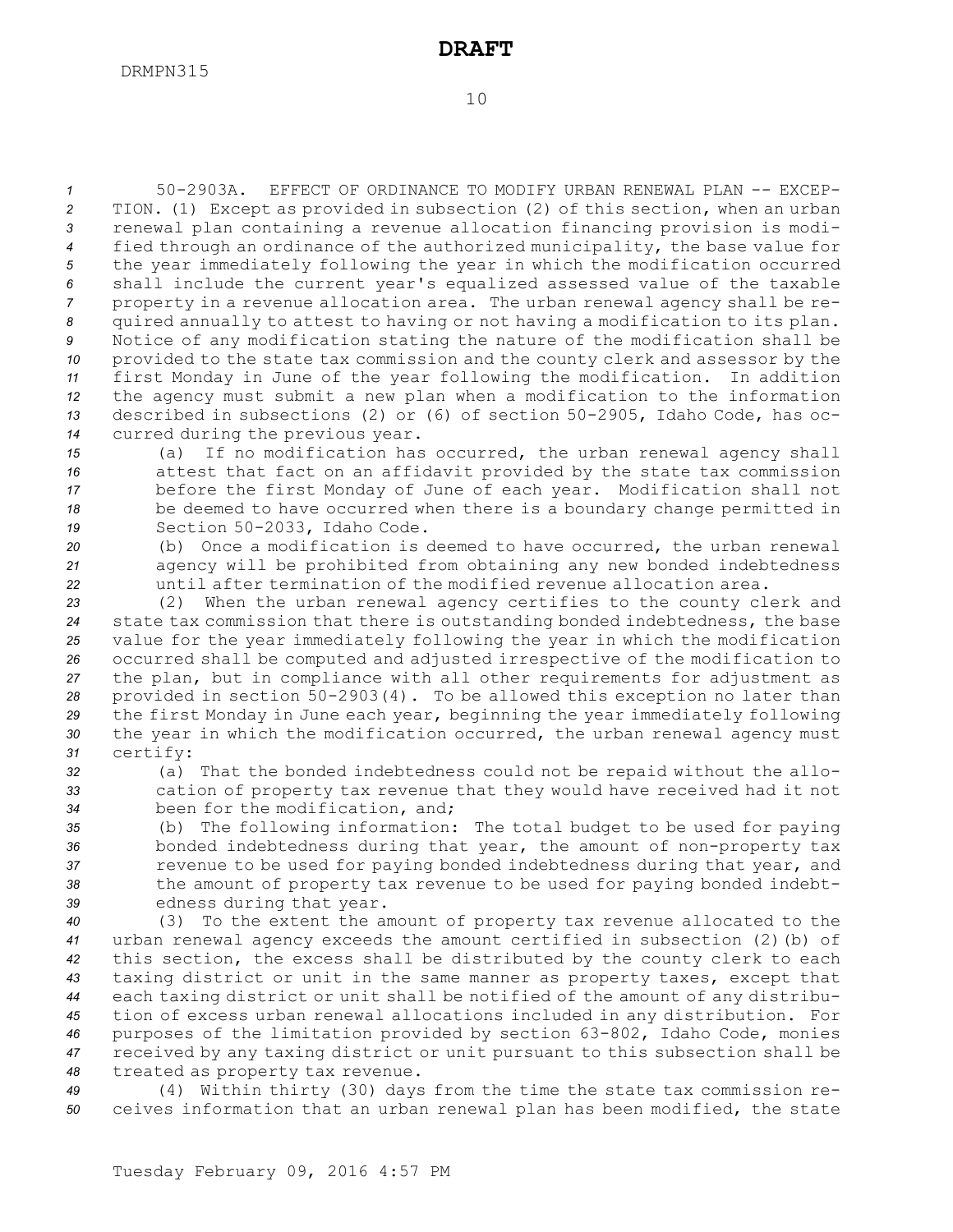50-2903A. EFFECT OF ORDINANCE TO MODIFY URBAN RENEWAL PLAN -- EXCEPTION. (1) Except as provided in subsection (2) of this section, when an urban renewal plan containing a revenue allocation financing provision is modified through an ordinance of the authorized municipality, the base value for the year immediately following the year in which the modification occurred shall include the current year's equalized assessed value of the taxable property in a revenue allocation area. The urban renewal agency shall be required annually to attest to having or not having a modification to its plan. Notice of any modification stating the nature of the modification shall be provided to the state tax commission and the county clerk and assessor by the first Monday in June of the year following the modification. In addition the agency must submit a new plan when a modification to the information described in subsections (2) or (6) of section 50-2905, Idaho Code, has occurred during the previous year.

(a) If no modification has occurred, the urban renewal agency shall attest that fact on an affidavit provided by the state tax commission before the first Monday of June of each year. Modification shall not be deemed to have occurred when there is a boundary change permitted in Section 50-2033, Idaho Code.

(b) Once a modification is deemed to have occurred, the urban renewal agency will be prohibited from obtaining any new bonded indebtedness until after termination of the modified revenue allocation area.

(2) When the urban renewal agency certifies to the county clerk and state tax commission that there is outstanding bonded indebtedness, the base value for the year immediately following the year in which the modification occurred shall be computed and adjusted irrespective of the modification to the plan, but in compliance with all other requirements for adjustment as provided in section 50-2903(4). To be allowed this exception no later than the first Monday in June each year, beginning the year immediately following the year in which the modification occurred, the urban renewal agency must certify:

(a) That the bonded indebtedness could not be repaid without the allocation of property tax revenue that they would have received had it not been for the modification, and;

(b) The following information: The total budget to be used for paying bonded indebtedness during that year, the amount of non-property tax revenue to be used for paying bonded indebtedness during that year, and the amount of property tax revenue to be used for paying bonded indebtedness during that year.

(3) To the extent the amount of property tax revenue allocated to the urban renewal agency exceeds the amount certified in subsection (2)(b) of this section, the excess shall be distributed by the county clerk to each taxing district or unit in the same manner as property taxes, except that each taxing district or unit shall be notified of the amount of any distribution of excess urban renewal allocations included in any distribution. For purposes of the limitation provided by section 63-802, Idaho Code, monies received by any taxing district or unit pursuant to this subsection shall be treated as property tax revenue.

(4) Within thirty (30) days from the time the state tax commission receives information that an urban renewal plan has been modified, the state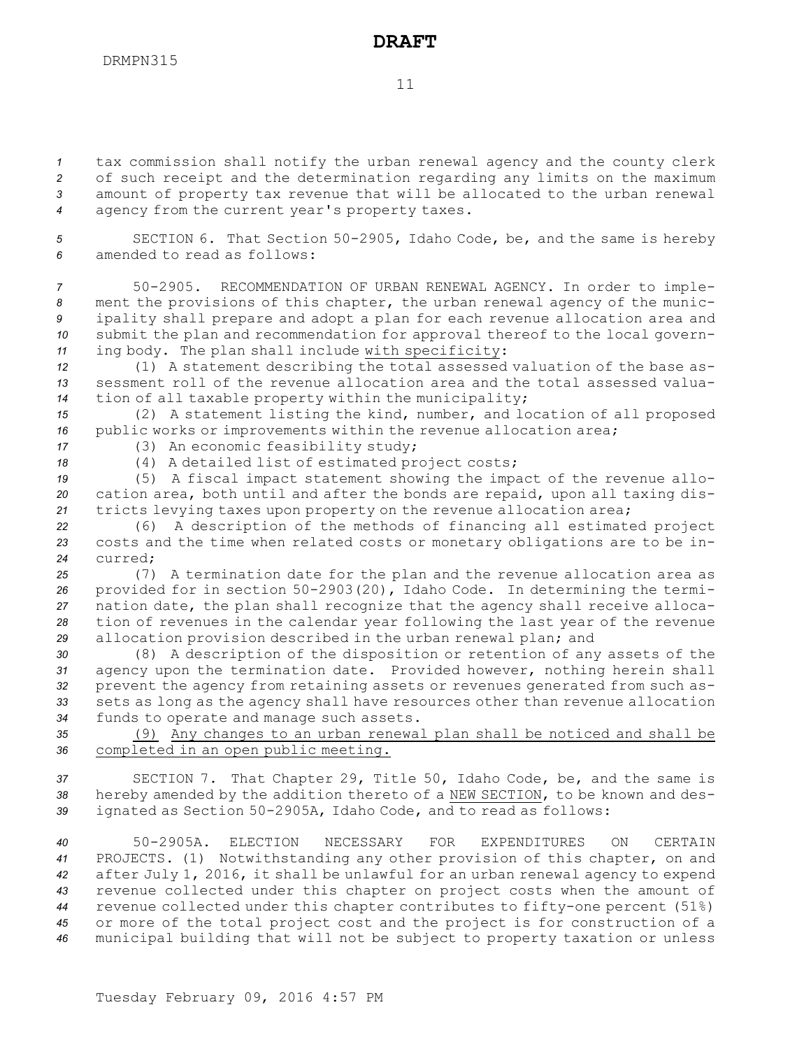tax commission shall notify the urban renewal agency and the county clerk of such receipt and the determination regarding any limits on the maximum amount of property tax revenue that will be allocated to the urban renewal agency from the current year's property taxes.

SECTION 6. That Section 50-2905, Idaho Code, be, and the same is hereby amended to read as follows:

50-2905. RECOMMENDATION OF URBAN RENEWAL AGENCY. In order to implement the provisions of this chapter, the urban renewal agency of the municipality shall prepare and adopt a plan for each revenue allocation area and submit the plan and recommendation for approval thereof to the local governing body. The plan shall include <u>with specificity</u>:

(1) A statement describing the total assessed valuation of the base assessment roll of the revenue allocation area and the total assessed valuation of all taxable property within the municipality;

(2) A statement listing the kind, number, and location of all proposed public works or improvements within the revenue allocation area;

(3) An economic feasibility study;

(4) A detailed list of estimated project costs;

(5) A fiscal impact statement showing the impact of the revenue allocation area, both until and after the bonds are repaid, upon all taxing districts levying taxes upon property on the revenue allocation area;

(6) A description of the methods of financing all estimated project costs and the time when related costs or monetary obligations are to be incurred;

(7) A termination date for the plan and the revenue allocation area as provided for in section 50-2903(20), Idaho Code. In determining the termination date, the plan shall recognize that the agency shall receive allocation of revenues in the calendar year following the last year of the revenue allocation provision described in the urban renewal plan; and

(8) A description of the disposition or retention of any assets of the agency upon the termination date. Provided however, nothing herein shall prevent the agency from retaining assets or revenues generated from such assets as long as the agency shall have resources other than revenue allocation funds to operate and manage such assets.

<u>(9) Any changes to an urban renewal plan shall be noticed and shall be completed in an open public meeting.</u>

SECTION 7. That Chapter 29, Title 50, Idaho Code, be, and the same is hereby amended by the addition thereto of a <u>NEW SECTION</u>, to be known and designated as Section 50-2905A, Idaho Code, and to read as follows:

50-2905A. ELECTION NECESSARY FOR EXPENDITURES ON CERTAIN PROJECTS. (1) Notwithstanding any other provision of this chapter, on and after July 1, 2016, it shall be unlawful for an urban renewal agency to expend revenue collected under this chapter on project costs when the amount of revenue collected under this chapter contributes to fifty-one percent (51%) or more of the total project cost and the project is for construction of a municipal building that will not be subject to property taxation or unless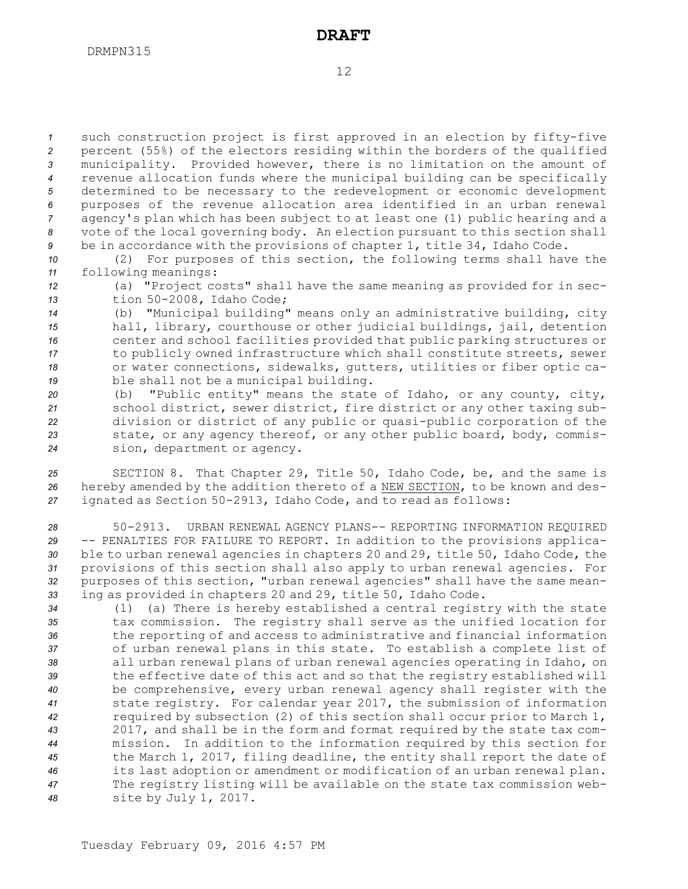such construction project is first approved in an election by fifty-five percent (55%) of the electors residing within the borders of the qualified municipality. Provided however, there is no limitation on the amount of revenue allocation funds where the municipal building can be specifically determined to be necessary to the redevelopment or economic development purposes of the revenue allocation area identified in an urban renewal agency's plan which has been subject to at least one (1) public hearing and a vote of the local governing body. An election pursuant to this section shall be in accordance with the provisions of chapter 1, title 34, Idaho Code.

(2) For purposes of this section, the following terms shall have the following meanings:

(a) "Project costs" shall have the same meaning as provided for in section 50-2008, Idaho Code;

(b) "Municipal building" means only an administrative building, city hall, library, courthouse or other judicial buildings, jail, detention center and school facilities provided that public parking structures or to publicly owned infrastructure which shall constitute streets, sewer or water connections, sidewalks, gutters, utilities or fiber optic cable shall not be a municipal building.

(b) "Public entity" means the state of Idaho, or any county, city, school district, sewer district, fire district or any other taxing subdivision or district of any public or quasi-public corporation of the state, or any agency thereof, or any other public board, body, commission, department or agency.

SECTION 8. That Chapter 29, Title 50, Idaho Code, be, and the same is hereby amended by the addition thereto of a NEW SECTION, to be known and designated as Section 50-2913, Idaho Code, and to read as follows:

50-2913. URBAN RENEWAL AGENCY PLANS-- REPORTING INFORMATION REQUIRED -- PENALTIES FOR FAILURE TO REPORT. In addition to the provisions applicable to urban renewal agencies in chapters 20 and 29, title 50, Idaho Code, the provisions of this section shall also apply to urban renewal agencies. For purposes of this section, "urban renewal agencies" shall have the same meaning as provided in chapters 20 and 29, title 50, Idaho Code.

(1) (a) There is hereby established a central registry with the state tax commission. The registry shall serve as the unified location for the reporting of and access to administrative and financial information of urban renewal plans in this state. To establish a complete list of all urban renewal plans of urban renewal agencies operating in Idaho, on the effective date of this act and so that the registry established will be comprehensive, every urban renewal agency shall register with the state registry. For calendar year 2017, the submission of information required by subsection (2) of this section shall occur prior to March 1, 2017, and shall be in the form and format required by the state tax commission. In addition to the information required by this section for the March 1, 2017, filing deadline, the entity shall report the date of its last adoption or amendment or modification of an urban renewal plan. The registry listing will be available on the state tax commission website by July 1, 2017.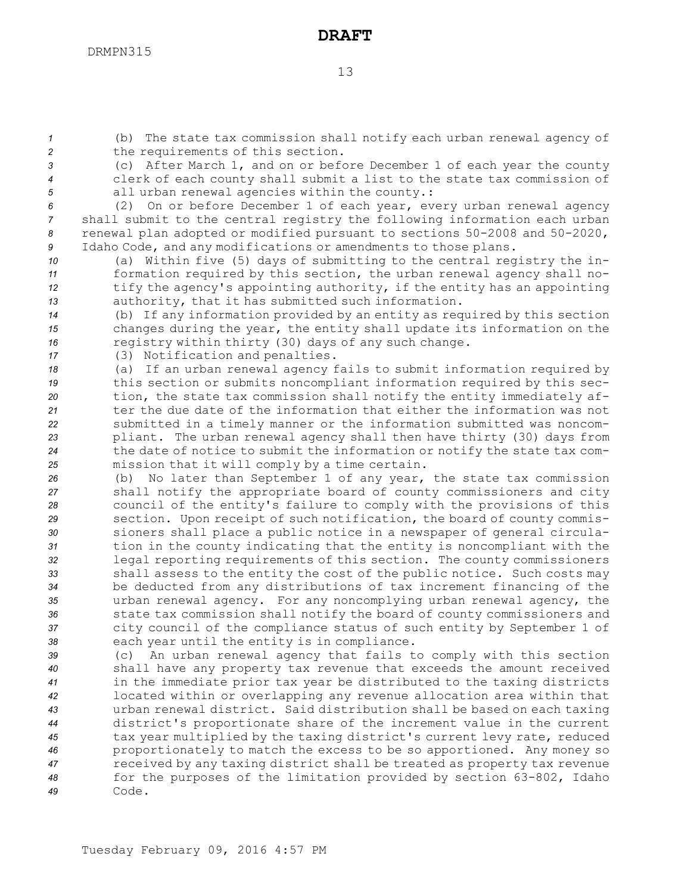(b) The state tax commission shall notify each urban renewal agency of the requirements of this section.

(c) After March 1, and on or before December 1 of each year the county clerk of each county shall submit a list to the state tax commission of all urban renewal agencies within the county.:

(2) On or before December 1 of each year, every urban renewal agency shall submit to the central registry the following information each urban renewal plan adopted or modified pursuant to sections 50-2008 and 50-2020, Idaho Code, and any modifications or amendments to those plans.

(a) Within five (5) days of submitting to the central registry the information required by this section, the urban renewal agency shall notify the agency's appointing authority, if the entity has an appointing authority, that it has submitted such information.

(b) If any information provided by an entity as required by this section changes during the year, the entity shall update its information on the registry within thirty (30) days of any such change.

(3) Notification and penalties.

(a) If an urban renewal agency fails to submit information required by this section or submits noncompliant information required by this section, the state tax commission shall notify the entity immediately after the due date of the information that either the information was not submitted in a timely manner or the information submitted was noncompliant. The urban renewal agency shall then have thirty (30) days from the date of notice to submit the information or notify the state tax commission that it will comply by a time certain.

(b) No later than September 1 of any year, the state tax commission shall notify the appropriate board of county commissioners and city council of the entity's failure to comply with the provisions of this section. Upon receipt of such notification, the board of county commissioners shall place a public notice in a newspaper of general circulation in the county indicating that the entity is noncompliant with the legal reporting requirements of this section. The county commissioners shall assess to the entity the cost of the public notice. Such costs may be deducted from any distributions of tax increment financing of the urban renewal agency. For any noncomplying urban renewal agency, the state tax commission shall notify the board of county commissioners and city council of the compliance status of such entity by September 1 of each year until the entity is in compliance.

(c) An urban renewal agency that fails to comply with this section shall have any property tax revenue that exceeds the amount received in the immediate prior tax year be distributed to the taxing districts located within or overlapping any revenue allocation area within that urban renewal district. Said distribution shall be based on each taxing district's proportionate share of the increment value in the current tax year multiplied by the taxing district's current levy rate, reduced proportionately to match the excess to be so apportioned. Any money so received by any taxing district shall be treated as property tax revenue for the purposes of the limitation provided by section 63-802, Idaho Code.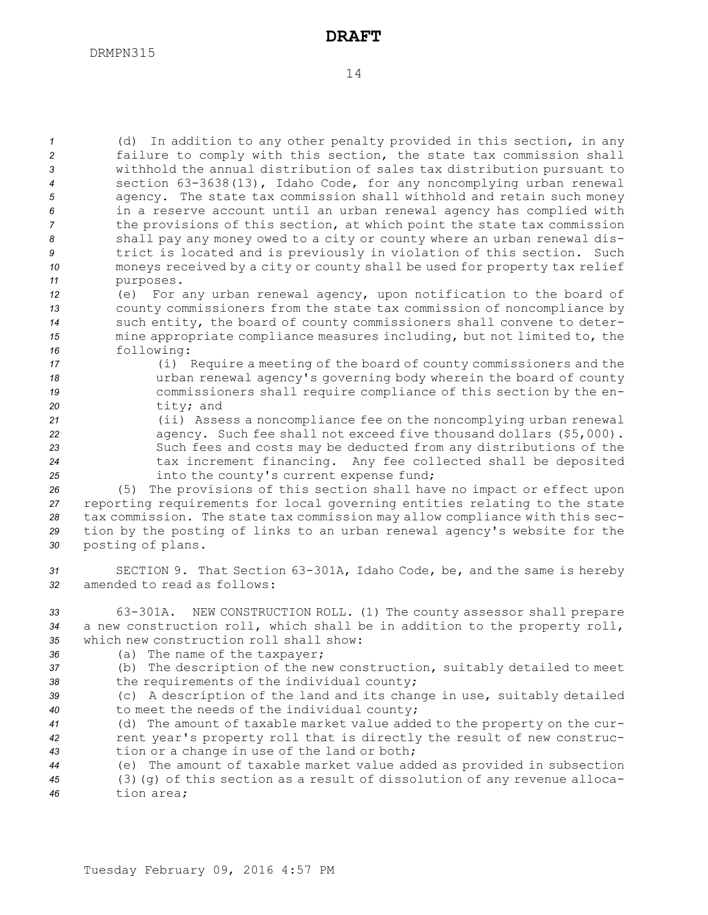(d) In addition to any other penalty provided in this section, in any failure to comply with this section, the state tax commission shall withhold the annual distribution of sales tax distribution pursuant to section 63-3638(13), Idaho Code, for any noncomplying urban renewal agency. The state tax commission shall withhold and retain such money in a reserve account until an urban renewal agency has complied with the provisions of this section, at which point the state tax commission shall pay any money owed to a city or county where an urban renewal district is located and is previously in violation of this section. Such moneys received by a city or county shall be used for property tax relief purposes.

(e) For any urban renewal agency, upon notification to the board of county commissioners from the state tax commission of noncompliance by such entity, the board of county commissioners shall convene to determine appropriate compliance measures including, but not limited to, the following:

(i) Require a meeting of the board of county commissioners and the urban renewal agency's governing body wherein the board of county commissioners shall require compliance of this section by the entity; and

(ii) Assess a noncompliance fee on the noncomplying urban renewal agency. Such fee shall not exceed five thousand dollars ($5,000). Such fees and costs may be deducted from any distributions of the tax increment financing. Any fee collected shall be deposited into the county's current expense fund;

(5) The provisions of this section shall have no impact or effect upon reporting requirements for local governing entities relating to the state tax commission. The state tax commission may allow compliance with this section by the posting of links to an urban renewal agency's website for the posting of plans.

SECTION 9. That Section 63-301A, Idaho Code, be, and the same is hereby amended to read as follows:

63-301A. NEW CONSTRUCTION ROLL. (1) The county assessor shall prepare a new construction roll, which shall be in addition to the property roll, which new construction roll shall show:

(a) The name of the taxpayer;

(b) The description of the new construction, suitably detailed to meet the requirements of the individual county;

(c) A description of the land and its change in use, suitably detailed to meet the needs of the individual county;

(d) The amount of taxable market value added to the property on the current year's property roll that is directly the result of new construction or a change in use of the land or both;

(e) The amount of taxable market value added as provided in subsection (3)(g) of this section as a result of dissolution of any revenue allocation area;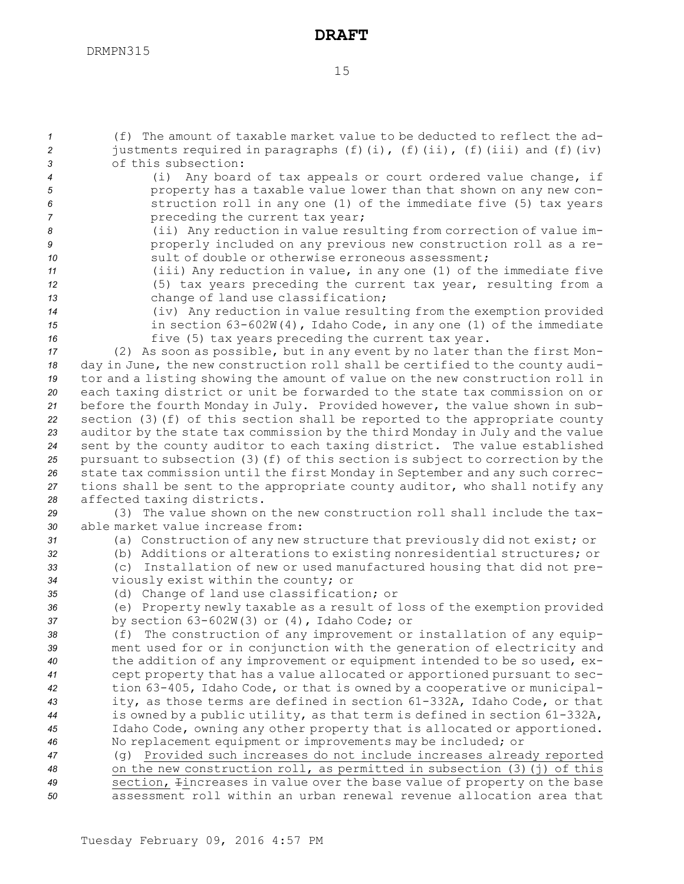(f) The amount of taxable market value to be deducted to reflect the adjustments required in paragraphs (f)(i), (f)(ii), (f)(iii) and (f)(iv) of this subsection:

(i) Any board of tax appeals or court ordered value change, if property has a taxable value lower than that shown on any new construction roll in any one (1) of the immediate five (5) tax years preceding the current tax year;

(ii) Any reduction in value resulting from correction of value improperly included on any previous new construction roll as a result of double or otherwise erroneous assessment;

(iii) Any reduction in value, in any one (1) of the immediate five (5) tax years preceding the current tax year, resulting from a change of land use classification;

(iv) Any reduction in value resulting from the exemption provided in section 63-602W(4), Idaho Code, in any one (1) of the immediate five (5) tax years preceding the current tax year.

(2) As soon as possible, but in any event by no later than the first Monday in June, the new construction roll shall be certified to the county auditor and a listing showing the amount of value on the new construction roll in each taxing district or unit be forwarded to the state tax commission on or before the fourth Monday in July. Provided however, the value shown in subsection (3)(f) of this section shall be reported to the appropriate county auditor by the state tax commission by the third Monday in July and the value sent by the county auditor to each taxing district. The value established pursuant to subsection (3)(f) of this section is subject to correction by the state tax commission until the first Monday in September and any such corrections shall be sent to the appropriate county auditor, who shall notify any affected taxing districts.

(3) The value shown on the new construction roll shall include the taxable market value increase from:

(a) Construction of any new structure that previously did not exist; or

(b) Additions or alterations to existing nonresidential structures; or

(c) Installation of new or used manufactured housing that did not previously exist within the county; or

(d) Change of land use classification; or

(e) Property newly taxable as a result of loss of the exemption provided by section 63-602W(3) or (4), Idaho Code; or

(f) The construction of any improvement or installation of any equipment used for or in conjunction with the generation of electricity and the addition of any improvement or equipment intended to be so used, except property that has a value allocated or apportioned pursuant to section 63-405, Idaho Code, or that is owned by a cooperative or municipality, as those terms are defined in section 61-332A, Idaho Code, or that is owned by a public utility, as that term is defined in section 61-332A, Idaho Code, owning any other property that is allocated or apportioned. No replacement equipment or improvements may be included; or

(g) <u>Provided such increases do not include increases already reported on the new construction roll, as permitted in subsection (3)(j) of this section,</u> ~~I~~increases in value over the base value of property on the base assessment roll within an urban renewal revenue allocation area that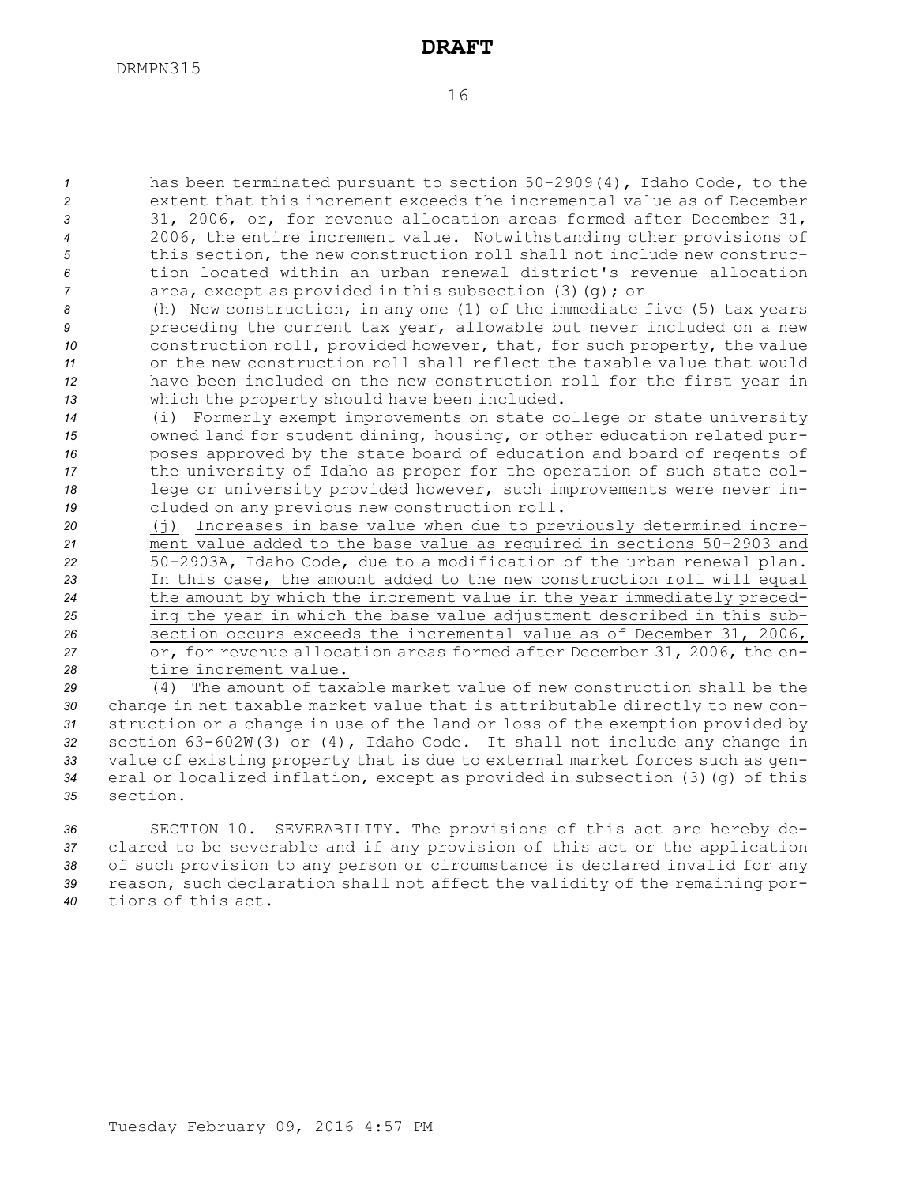has been terminated pursuant to section 50-2909(4), Idaho Code, to the extent that this increment exceeds the incremental value as of December 31, 2006, or, for revenue allocation areas formed after December 31, 2006, the entire increment value. Notwithstanding other provisions of this section, the new construction roll shall not include new construction located within an urban renewal district's revenue allocation area, except as provided in this subsection (3)(g); or

(h) New construction, in any one (1) of the immediate five (5) tax years preceding the current tax year, allowable but never included on a new construction roll, provided however, that, for such property, the value on the new construction roll shall reflect the taxable value that would have been included on the new construction roll for the first year in which the property should have been included.

(i) Formerly exempt improvements on state college or state university owned land for student dining, housing, or other education related purposes approved by the state board of education and board of regents of the university of Idaho as proper for the operation of such state college or university provided however, such improvements were never included on any previous new construction roll.

<u>(j) Increases in base value when due to previously determined increment value added to the base value as required in sections 50-2903 and 50-2903A, Idaho Code, due to a modification of the urban renewal plan. In this case, the amount added to the new construction roll will equal the amount by which the increment value in the year immediately preceding the year in which the base value adjustment described in this subsection occurs exceeds the incremental value as of December 31, 2006, or, for revenue allocation areas formed after December 31, 2006, the entire increment value.</u>

(4) The amount of taxable market value of new construction shall be the change in net taxable market value that is attributable directly to new construction or a change in use of the land or loss of the exemption provided by section 63-602W(3) or (4), Idaho Code. It shall not include any change in value of existing property that is due to external market forces such as general or localized inflation, except as provided in subsection (3)(g) of this section.

SECTION 10. SEVERABILITY. The provisions of this act are hereby declared to be severable and if any provision of this act or the application of such provision to any person or circumstance is declared invalid for any reason, such declaration shall not affect the validity of the remaining portions of this act.